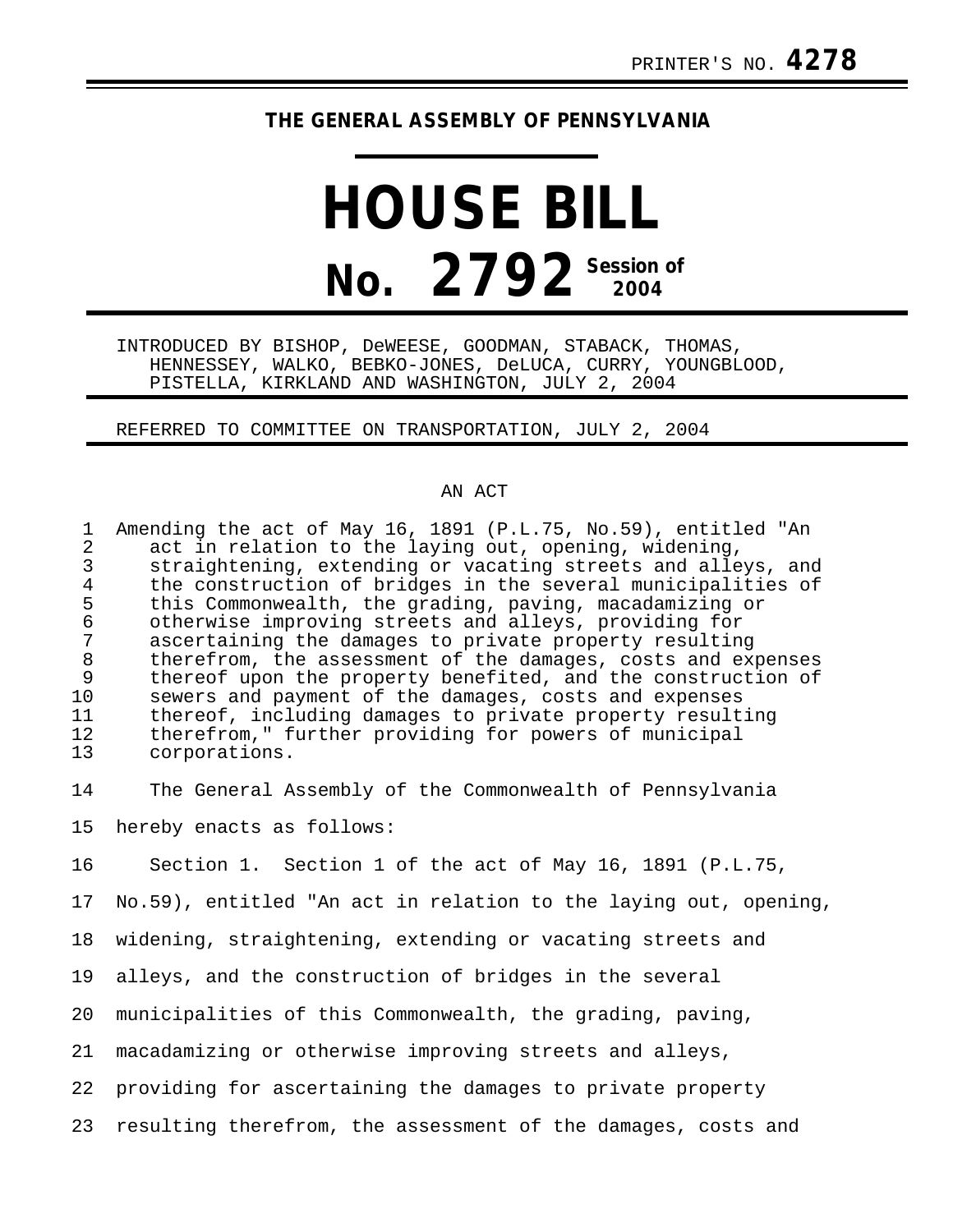PRINTER'S NO. **4278**

**THE GENERAL ASSEMBLY OF PENNSYLVANIA**

# HOUSE BILL

# No. 2792 Session of 2004

INTRODUCED BY BISHOP, DeWEESE, GOODMAN, STABACK, THOMAS, HENNESSEY, WALKO, BEBKO-JONES, DeLUCA, CURRY, YOUNGBLOOD, PISTELLA, KIRKLAND AND WASHINGTON, JULY 2, 2004

REFERRED TO COMMITTEE ON TRANSPORTATION, JULY 2, 2004

AN ACT

Amending the act of May 16, 1891 (P.L.75, No.59), entitled "An act in relation to the laying out, opening, widening, straightening, extending or vacating streets and alleys, and the construction of bridges in the several municipalities of this Commonwealth, the grading, paving, macadamizing or otherwise improving streets and alleys, providing for ascertaining the damages to private property resulting therefrom, the assessment of the damages, costs and expenses thereof upon the property benefited, and the construction of sewers and payment of the damages, costs and expenses thereof, including damages to private property resulting therefrom," further providing for powers of municipal corporations.

The General Assembly of the Commonwealth of Pennsylvania hereby enacts as follows:

Section 1. Section 1 of the act of May 16, 1891 (P.L.75, No.59), entitled "An act in relation to the laying out, opening, widening, straightening, extending or vacating streets and alleys, and the construction of bridges in the several municipalities of this Commonwealth, the grading, paving, macadamizing or otherwise improving streets and alleys, providing for ascertaining the damages to private property resulting therefrom, the assessment of the damages, costs and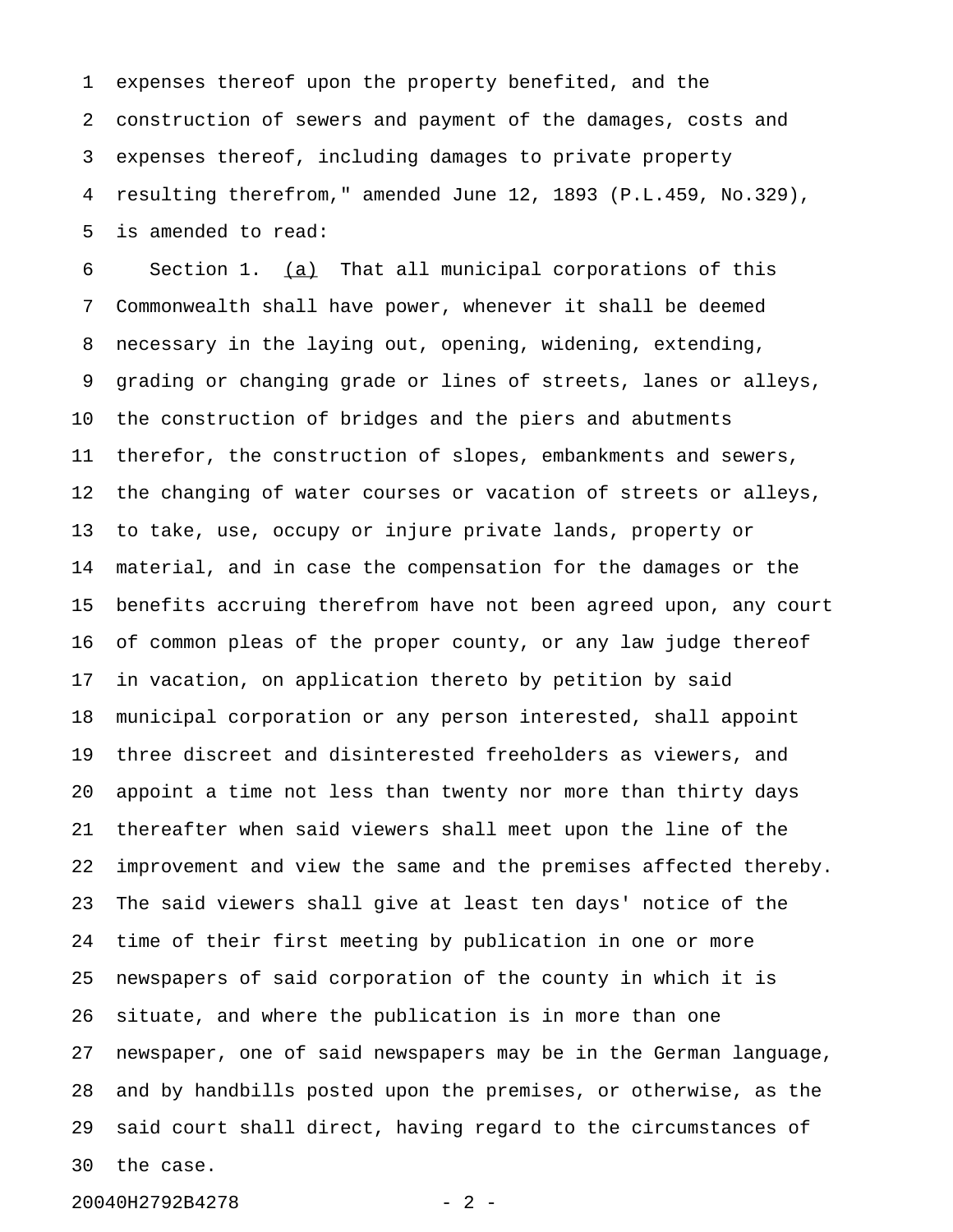expenses thereof upon the property benefited, and the construction of sewers and payment of the damages, costs and expenses thereof, including damages to private property resulting therefrom," amended June 12, 1893 (P.L.459, No.329), is amended to read:

Section 1. <u>(a)</u> That all municipal corporations of this Commonwealth shall have power, whenever it shall be deemed necessary in the laying out, opening, widening, extending, grading or changing grade or lines of streets, lanes or alleys, the construction of bridges and the piers and abutments therefor, the construction of slopes, embankments and sewers, the changing of water courses or vacation of streets or alleys, to take, use, occupy or injure private lands, property or material, and in case the compensation for the damages or the benefits accruing therefrom have not been agreed upon, any court of common pleas of the proper county, or any law judge thereof in vacation, on application thereto by petition by said municipal corporation or any person interested, shall appoint three discreet and disinterested freeholders as viewers, and appoint a time not less than twenty nor more than thirty days thereafter when said viewers shall meet upon the line of the improvement and view the same and the premises affected thereby. The said viewers shall give at least ten days' notice of the time of their first meeting by publication in one or more newspapers of said corporation of the county in which it is situate, and where the publication is in more than one newspaper, one of said newspapers may be in the German language, and by handbills posted upon the premises, or otherwise, as the said court shall direct, having regard to the circumstances of the case.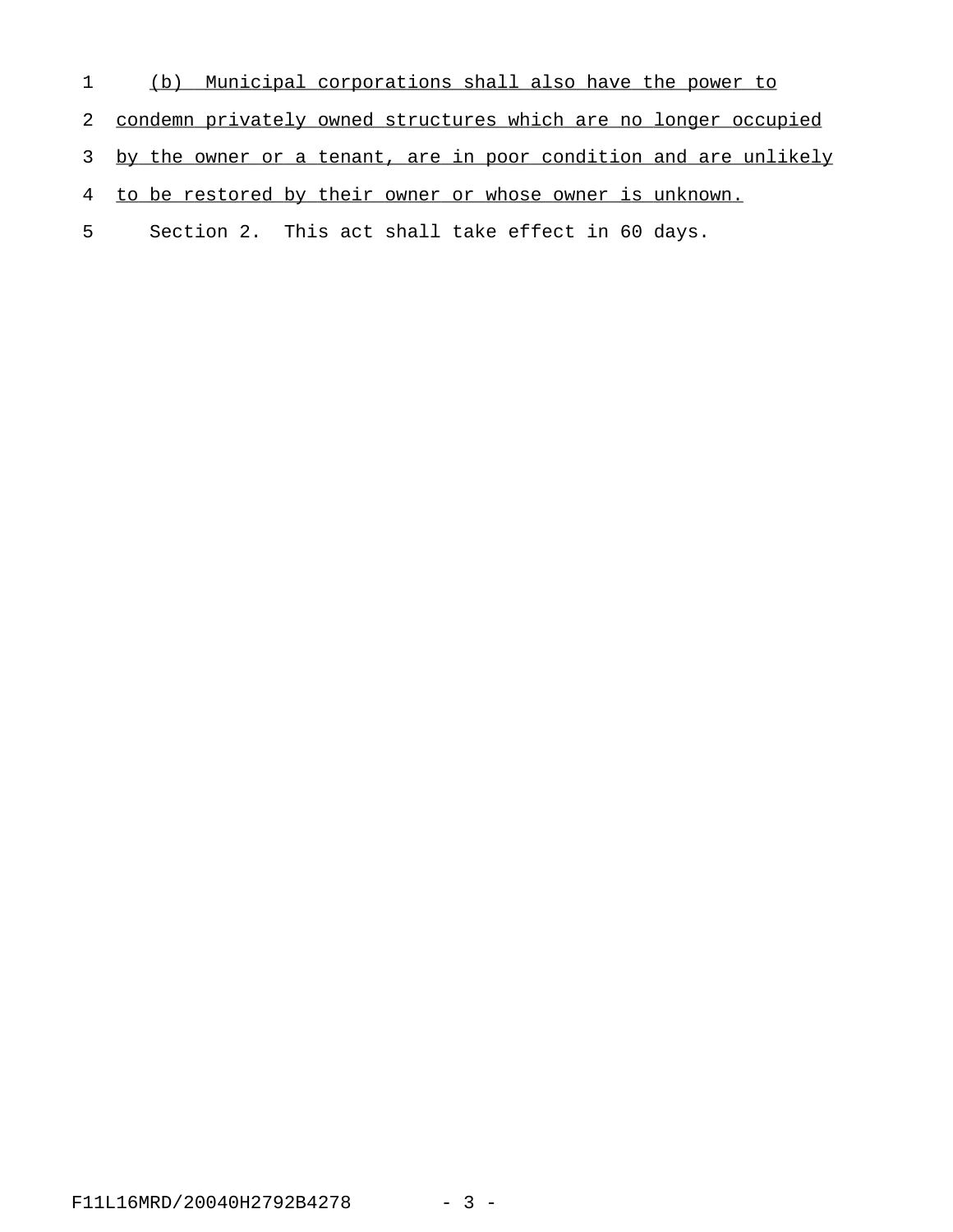(b) Municipal corporations shall also have the power to condemn privately owned structures which are no longer occupied by the owner or a tenant, are in poor condition and are unlikely to be restored by their owner or whose owner is unknown.

Section 2. This act shall take effect in 60 days.